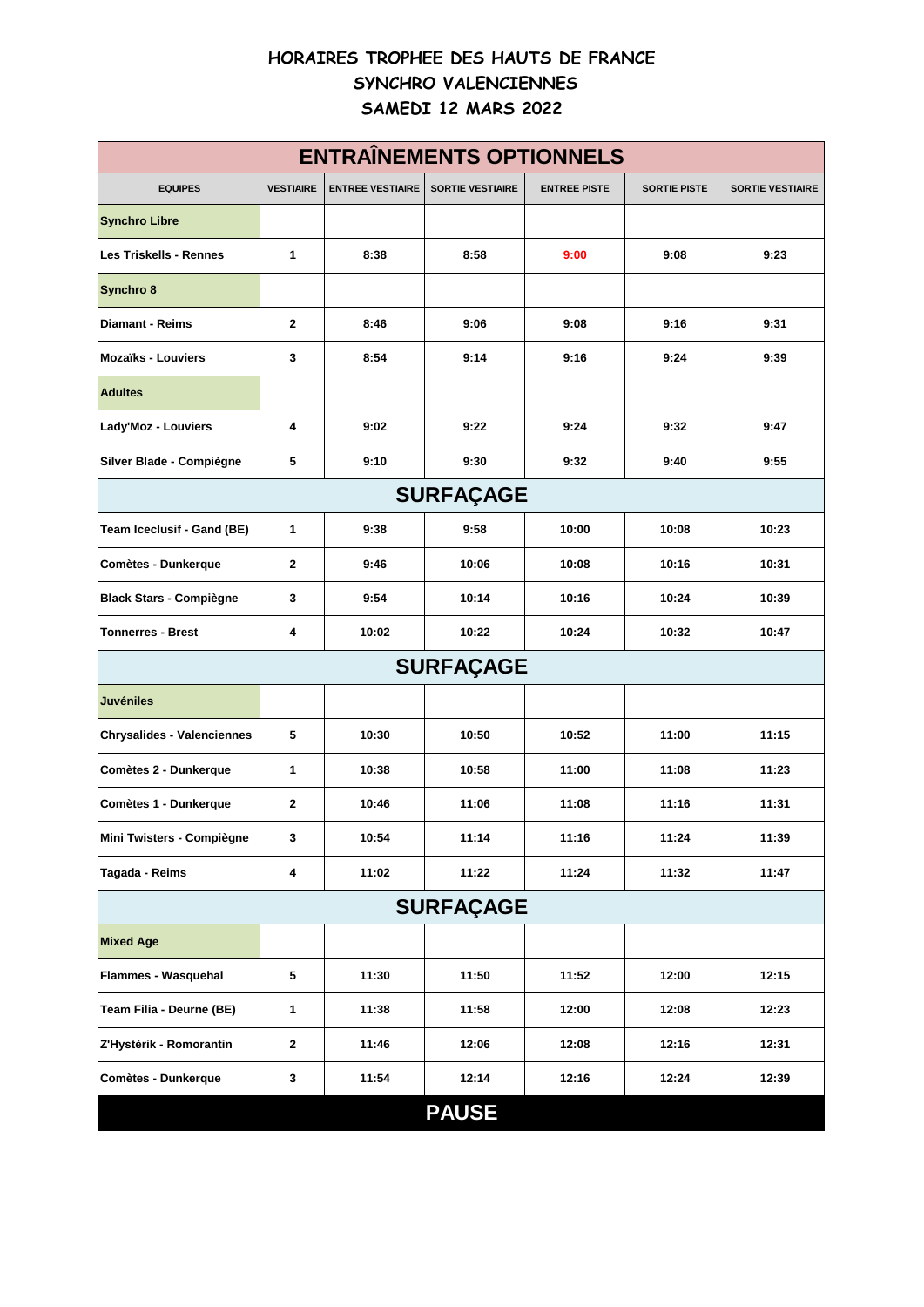# HORAIRES TROPHEE DES HAUTS DE FRANCE
# SYNCHRO VALENCIENNES
# SAMEDI 12 MARS 2022

| ENTRAÎNEMENTS OPTIONNELS | | | | | | |
|---|---|---|---|---|---|---|
| **EQUIPES** | **VESTIAIRE** | **ENTREE VESTIAIRE** | **SORTIE VESTIAIRE** | **ENTREE PISTE** | **SORTIE PISTE** | **SORTIE VESTIAIRE** |
| **Synchro Libre** | | | | | | |
| **Les Triskells - Rennes** | 1 | 8:38 | 8:58 | 9:00 | 9:08 | 9:23 |
| **Synchro 8** | | | | | | |
| **Diamant - Reims** | 2 | 8:46 | 9:06 | 9:08 | 9:16 | 9:31 |
| **Mozaïks - Louviers** | 3 | 8:54 | 9:14 | 9:16 | 9:24 | 9:39 |
| **Adultes** | | | | | | |
| **Lady'Moz - Louviers** | 4 | 9:02 | 9:22 | 9:24 | 9:32 | 9:47 |
| **Silver Blade - Compiègne** | 5 | 9:10 | 9:30 | 9:32 | 9:40 | 9:55 |
| **SURFAÇAGE** | | | | | | |
| **Team Iceclusif - Gand (BE)** | 1 | 9:38 | 9:58 | 10:00 | 10:08 | 10:23 |
| **Comètes - Dunkerque** | 2 | 9:46 | 10:06 | 10:08 | 10:16 | 10:31 |
| **Black Stars - Compiègne** | 3 | 9:54 | 10:14 | 10:16 | 10:24 | 10:39 |
| **Tonnerres - Brest** | 4 | 10:02 | 10:22 | 10:24 | 10:32 | 10:47 |
| **SURFAÇAGE** | | | | | | |
| **Juvéniles** | | | | | | |
| **Chrysalides - Valenciennes** | 5 | 10:30 | 10:50 | 10:52 | 11:00 | 11:15 |
| **Comètes 2 - Dunkerque** | 1 | 10:38 | 10:58 | 11:00 | 11:08 | 11:23 |
| **Comètes 1 - Dunkerque** | 2 | 10:46 | 11:06 | 11:08 | 11:16 | 11:31 |
| **Mini Twisters - Compiègne** | 3 | 10:54 | 11:14 | 11:16 | 11:24 | 11:39 |
| **Tagada - Reims** | 4 | 11:02 | 11:22 | 11:24 | 11:32 | 11:47 |
| **SURFAÇAGE** | | | | | | |
| **Mixed Age** | | | | | | |
| **Flammes - Wasquehal** | 5 | 11:30 | 11:50 | 11:52 | 12:00 | 12:15 |
| **Team Filia - Deurne (BE)** | 1 | 11:38 | 11:58 | 12:00 | 12:08 | 12:23 |
| **Z'Hystérik - Romorantin** | 2 | 11:46 | 12:06 | 12:08 | 12:16 | 12:31 |
| **Comètes - Dunkerque** | 3 | 11:54 | 12:14 | 12:16 | 12:24 | 12:39 |
| **PAUSE** | | | | | | |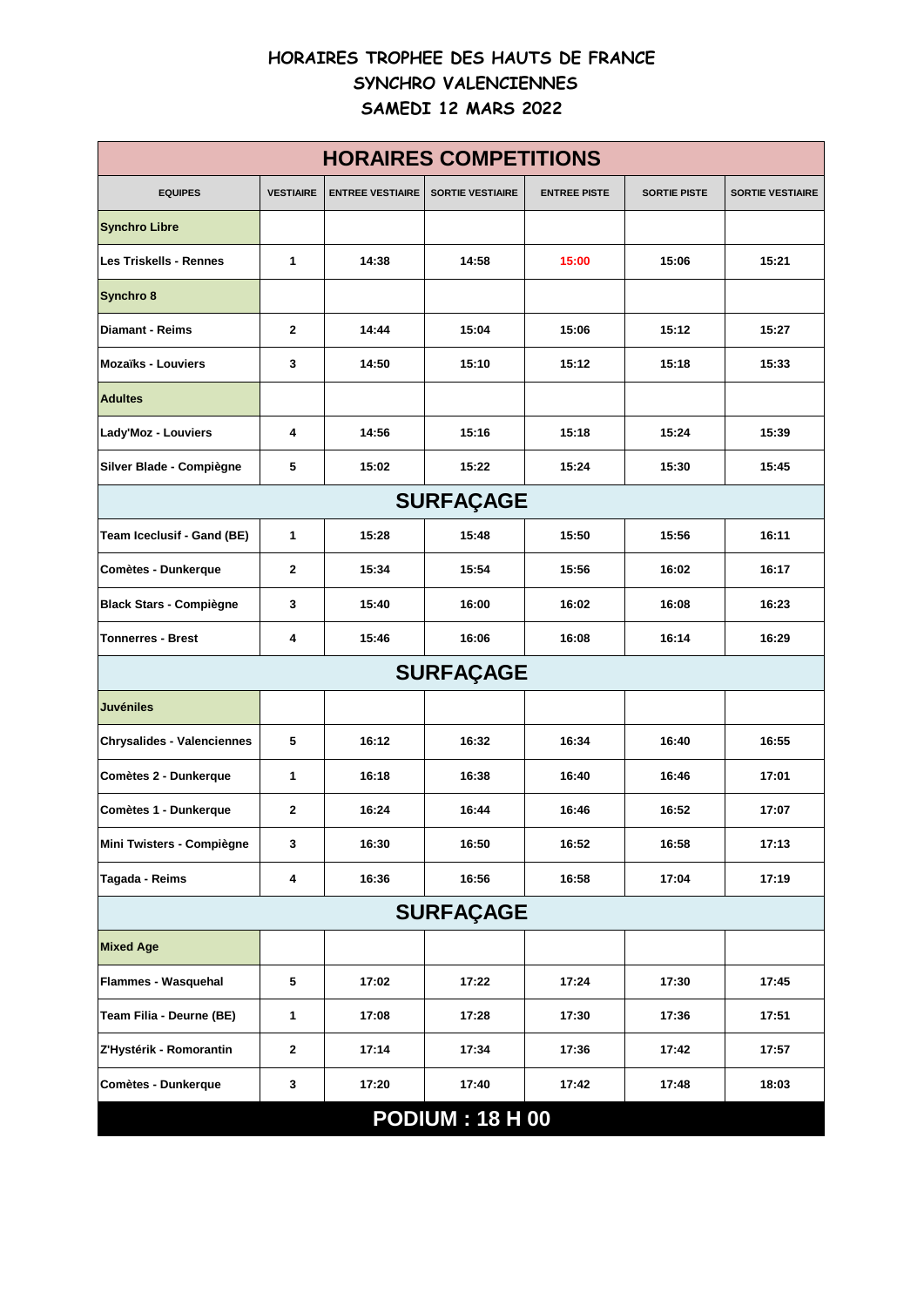# HORAIRES TROPHEE DES HAUTS DE FRANCE
## SYNCHRO VALENCIENNES
## SAMEDI 12 MARS 2022

| HORAIRES COMPETITIONS | | | | | | |
|---|---|---|---|---|---|---|
| **EQUIPES** | **VESTIAIRE** | **ENTREE VESTIAIRE** | **SORTIE VESTIAIRE** | **ENTREE PISTE** | **SORTIE PISTE** | **SORTIE VESTIAIRE** |
| **Synchro Libre** | | | | | | |
| Les Triskells - Rennes | 1 | 14:38 | 14:58 | 15:00 | 15:06 | 15:21 |
| **Synchro 8** | | | | | | |
| Diamant - Reims | 2 | 14:44 | 15:04 | 15:06 | 15:12 | 15:27 |
| Mozaïks - Louviers | 3 | 14:50 | 15:10 | 15:12 | 15:18 | 15:33 |
| **Adultes** | | | | | | |
| Lady'Moz - Louviers | 4 | 14:56 | 15:16 | 15:18 | 15:24 | 15:39 |
| Silver Blade - Compiègne | 5 | 15:02 | 15:22 | 15:24 | 15:30 | 15:45 |
| **SURFAÇAGE** | | | | | | |
| Team Iceclusif - Gand (BE) | 1 | 15:28 | 15:48 | 15:50 | 15:56 | 16:11 |
| Comètes - Dunkerque | 2 | 15:34 | 15:54 | 15:56 | 16:02 | 16:17 |
| Black Stars - Compiègne | 3 | 15:40 | 16:00 | 16:02 | 16:08 | 16:23 |
| Tonnerres - Brest | 4 | 15:46 | 16:06 | 16:08 | 16:14 | 16:29 |
| **SURFAÇAGE** | | | | | | |
| **Juvéniles** | | | | | | |
| Chrysalides - Valenciennes | 5 | 16:12 | 16:32 | 16:34 | 16:40 | 16:55 |
| Comètes 2 - Dunkerque | 1 | 16:18 | 16:38 | 16:40 | 16:46 | 17:01 |
| Comètes 1 - Dunkerque | 2 | 16:24 | 16:44 | 16:46 | 16:52 | 17:07 |
| Mini Twisters - Compiègne | 3 | 16:30 | 16:50 | 16:52 | 16:58 | 17:13 |
| Tagada - Reims | 4 | 16:36 | 16:56 | 16:58 | 17:04 | 17:19 |
| **SURFAÇAGE** | | | | | | |
| **Mixed Age** | | | | | | |
| Flammes - Wasquehal | 5 | 17:02 | 17:22 | 17:24 | 17:30 | 17:45 |
| Team Filia - Deurne (BE) | 1 | 17:08 | 17:28 | 17:30 | 17:36 | 17:51 |
| Z'Hystérik - Romorantin | 2 | 17:14 | 17:34 | 17:36 | 17:42 | 17:57 |
| Comètes - Dunkerque | 3 | 17:20 | 17:40 | 17:42 | 17:48 | 18:03 |
| **PODIUM : 18 H 00** | | | | | | |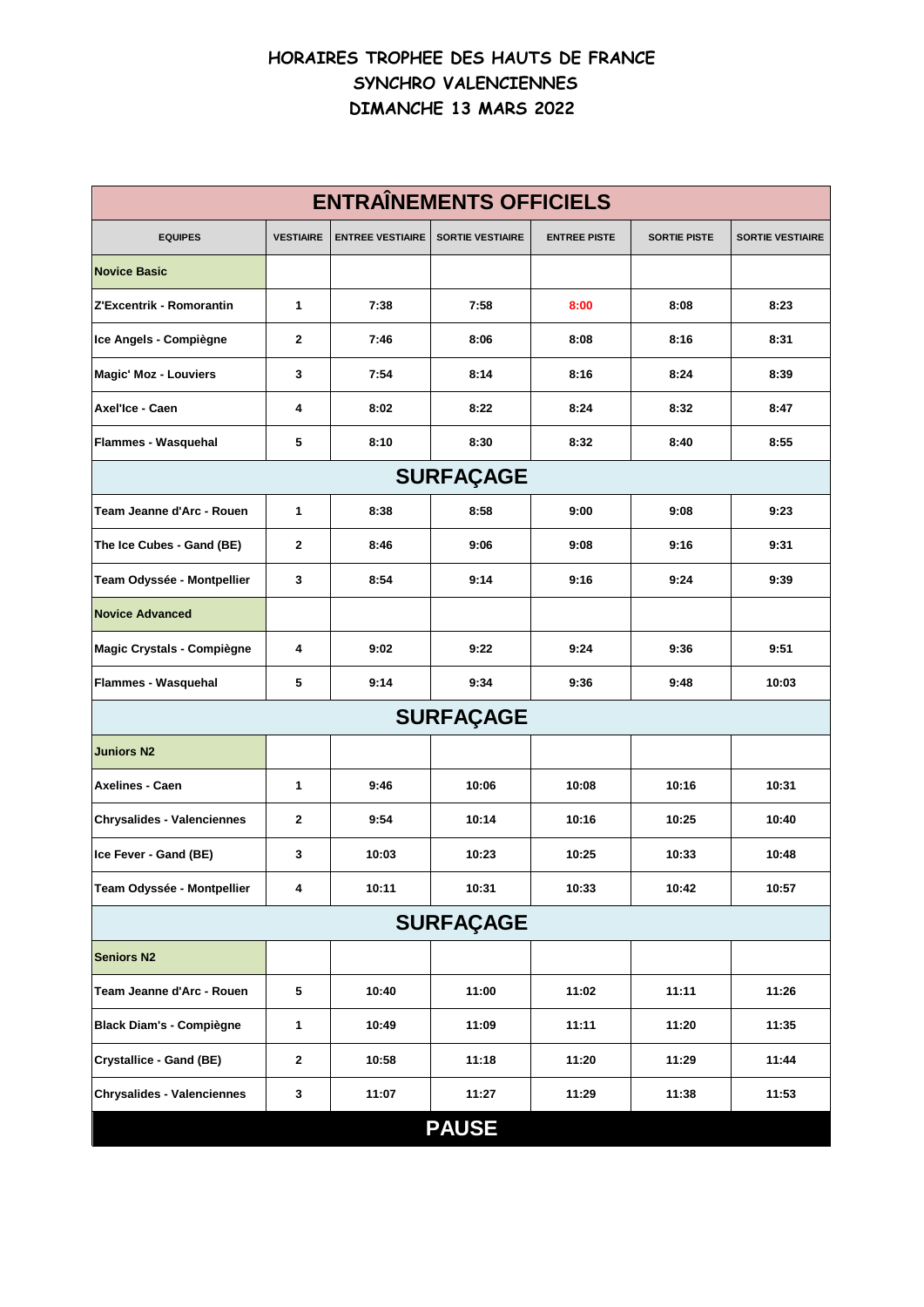# HORAIRES TROPHEE DES HAUTS DE FRANCE
# SYNCHRO VALENCIENNES
# DIMANCHE 13 MARS 2022

| ENTRAÎNEMENTS OFFICIELS | | | | | | |
|---|---|---|---|---|---|---|
| **EQUIPES** | **VESTIAIRE** | **ENTREE VESTIAIRE** | **SORTIE VESTIAIRE** | **ENTREE PISTE** | **SORTIE PISTE** | **SORTIE VESTIAIRE** |
| **Novice Basic** | | | | | | |
| **Z'Excentrik - Romorantin** | **1** | **7:38** | **7:58** | **8:00** | **8:08** | **8:23** |
| **Ice Angels - Compiègne** | **2** | **7:46** | **8:06** | **8:08** | **8:16** | **8:31** |
| **Magic' Moz - Louviers** | **3** | **7:54** | **8:14** | **8:16** | **8:24** | **8:39** |
| **Axel'Ice - Caen** | **4** | **8:02** | **8:22** | **8:24** | **8:32** | **8:47** |
| **Flammes - Wasquehal** | **5** | **8:10** | **8:30** | **8:32** | **8:40** | **8:55** |
| **SURFAÇAGE** | | | | | | |
| **Team Jeanne d'Arc - Rouen** | **1** | **8:38** | **8:58** | **9:00** | **9:08** | **9:23** |
| **The Ice Cubes - Gand (BE)** | **2** | **8:46** | **9:06** | **9:08** | **9:16** | **9:31** |
| **Team Odyssée - Montpellier** | **3** | **8:54** | **9:14** | **9:16** | **9:24** | **9:39** |
| **Novice Advanced** | | | | | | |
| **Magic Crystals - Compiègne** | **4** | **9:02** | **9:22** | **9:24** | **9:36** | **9:51** |
| **Flammes - Wasquehal** | **5** | **9:14** | **9:34** | **9:36** | **9:48** | **10:03** |
| **SURFAÇAGE** | | | | | | |
| **Juniors N2** | | | | | | |
| **Axelines - Caen** | **1** | **9:46** | **10:06** | **10:08** | **10:16** | **10:31** |
| **Chrysalides - Valenciennes** | **2** | **9:54** | **10:14** | **10:16** | **10:25** | **10:40** |
| **Ice Fever - Gand (BE)** | **3** | **10:03** | **10:23** | **10:25** | **10:33** | **10:48** |
| **Team Odyssée - Montpellier** | **4** | **10:11** | **10:31** | **10:33** | **10:42** | **10:57** |
| **SURFAÇAGE** | | | | | | |
| **Seniors N2** | | | | | | |
| **Team Jeanne d'Arc - Rouen** | **5** | **10:40** | **11:00** | **11:02** | **11:11** | **11:26** |
| **Black Diam's - Compiègne** | **1** | **10:49** | **11:09** | **11:11** | **11:20** | **11:35** |
| **Crystallice - Gand (BE)** | **2** | **10:58** | **11:18** | **11:20** | **11:29** | **11:44** |
| **Chrysalides - Valenciennes** | **3** | **11:07** | **11:27** | **11:29** | **11:38** | **11:53** |
| **PAUSE** | | | | | | |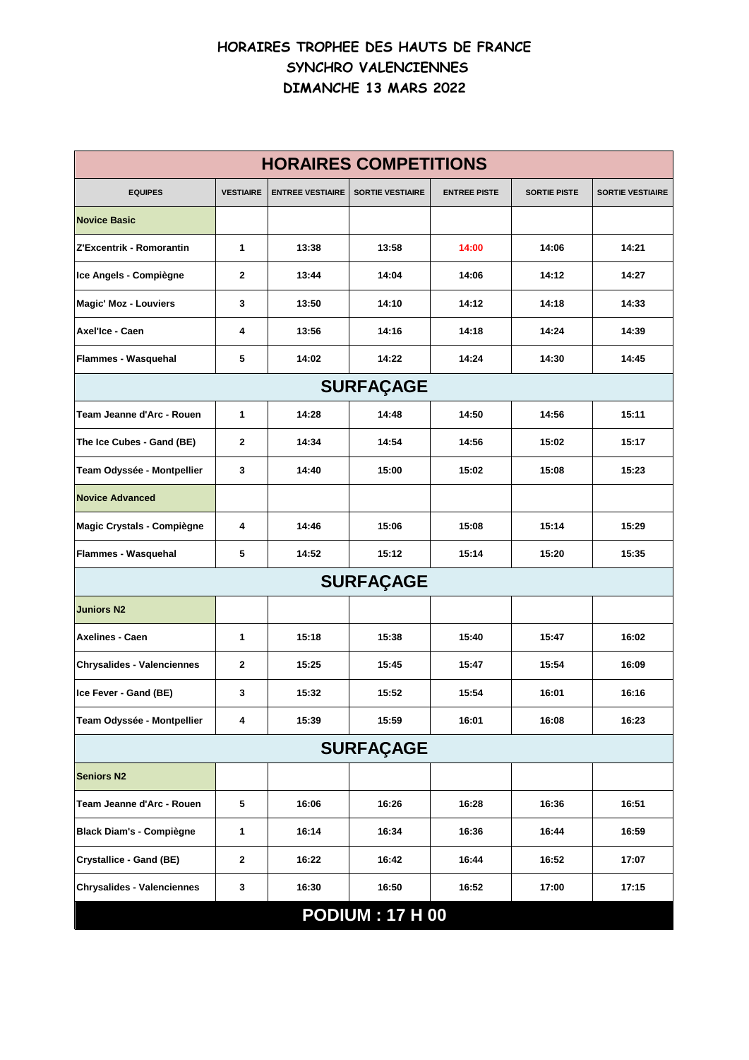# HORAIRES TROPHEE DES HAUTS DE FRANCE
## SYNCHRO VALENCIENNES
## DIMANCHE 13 MARS 2022

| HORAIRES COMPETITIONS | | | | | | |
|---|---|---|---|---|---|---|
| **EQUIPES** | **VESTIAIRE** | **ENTREE VESTIAIRE** | **SORTIE VESTIAIRE** | **ENTREE PISTE** | **SORTIE PISTE** | **SORTIE VESTIAIRE** |
| **Novice Basic** | | | | | | |
| **Z'Excentrik - Romorantin** | **1** | **13:38** | **13:58** | **14:00** | **14:06** | **14:21** |
| **Ice Angels - Compiègne** | **2** | **13:44** | **14:04** | **14:06** | **14:12** | **14:27** |
| **Magic' Moz - Louviers** | **3** | **13:50** | **14:10** | **14:12** | **14:18** | **14:33** |
| **Axel'Ice - Caen** | **4** | **13:56** | **14:16** | **14:18** | **14:24** | **14:39** |
| **Flammes - Wasquehal** | **5** | **14:02** | **14:22** | **14:24** | **14:30** | **14:45** |
| **SURFAÇAGE** | | | | | | |
| **Team Jeanne d'Arc - Rouen** | **1** | **14:28** | **14:48** | **14:50** | **14:56** | **15:11** |
| **The Ice Cubes - Gand (BE)** | **2** | **14:34** | **14:54** | **14:56** | **15:02** | **15:17** |
| **Team Odyssée - Montpellier** | **3** | **14:40** | **15:00** | **15:02** | **15:08** | **15:23** |
| **Novice Advanced** | | | | | | |
| **Magic Crystals - Compiègne** | **4** | **14:46** | **15:06** | **15:08** | **15:14** | **15:29** |
| **Flammes - Wasquehal** | **5** | **14:52** | **15:12** | **15:14** | **15:20** | **15:35** |
| **SURFAÇAGE** | | | | | | |
| **Juniors N2** | | | | | | |
| **Axelines - Caen** | **1** | **15:18** | **15:38** | **15:40** | **15:47** | **16:02** |
| **Chrysalides - Valenciennes** | **2** | **15:25** | **15:45** | **15:47** | **15:54** | **16:09** |
| **Ice Fever - Gand (BE)** | **3** | **15:32** | **15:52** | **15:54** | **16:01** | **16:16** |
| **Team Odyssée - Montpellier** | **4** | **15:39** | **15:59** | **16:01** | **16:08** | **16:23** |
| **SURFAÇAGE** | | | | | | |
| **Seniors N2** | | | | | | |
| **Team Jeanne d'Arc - Rouen** | **5** | **16:06** | **16:26** | **16:28** | **16:36** | **16:51** |
| **Black Diam's - Compiègne** | **1** | **16:14** | **16:34** | **16:36** | **16:44** | **16:59** |
| **Crystallice - Gand (BE)** | **2** | **16:22** | **16:42** | **16:44** | **16:52** | **17:07** |
| **Chrysalides - Valenciennes** | **3** | **16:30** | **16:50** | **16:52** | **17:00** | **17:15** |
| **PODIUM : 17 H 00** | | | | | | |